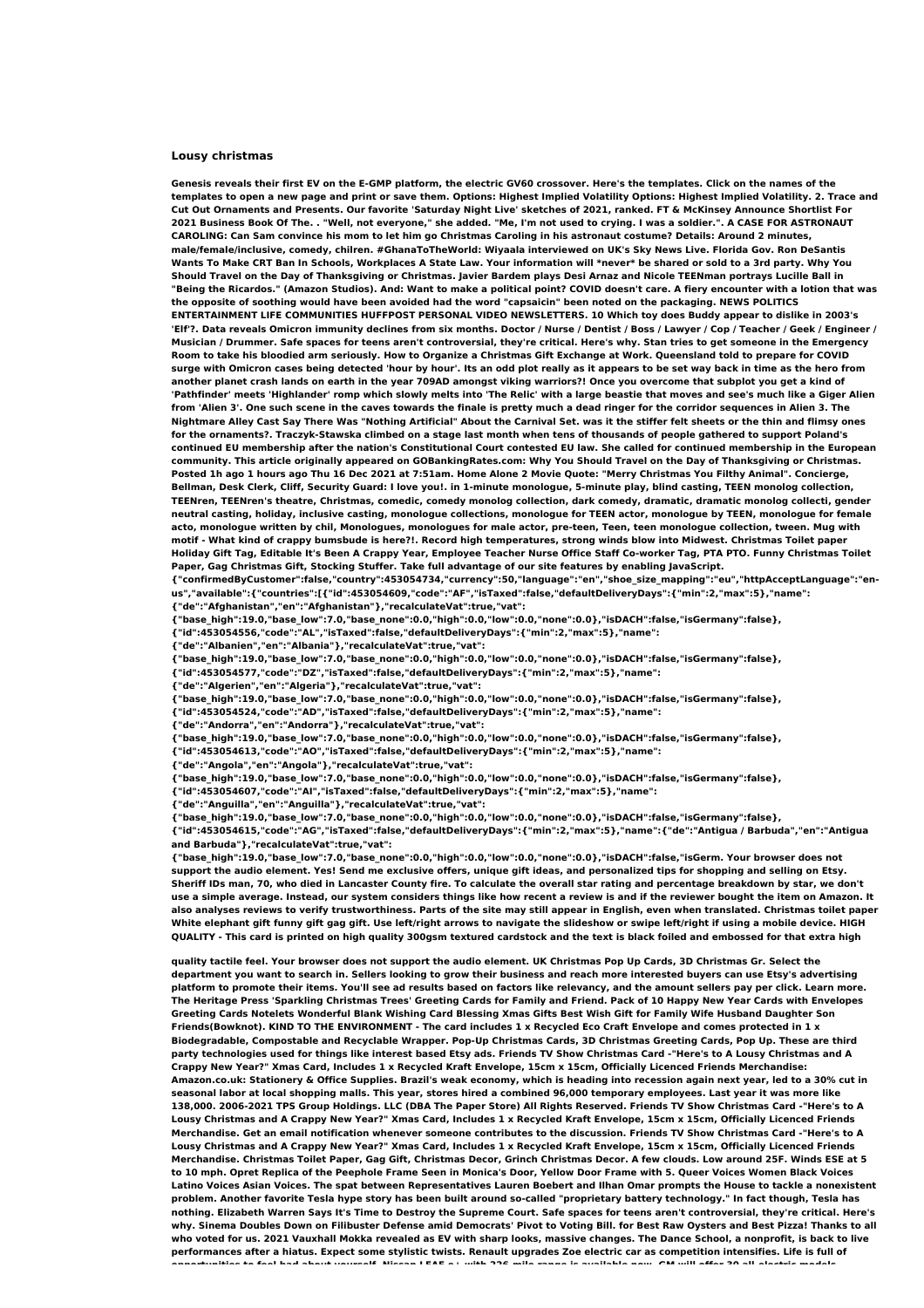## Lousy christmas

**Genesis reveals their first EV on the E-GMP platform, the electric GV60 crossover. Here's the templates. Click on the names of the templates to open a new page and print or save them. Options: Highest Implied Volatility Options: Highest Implied Volatility. 2. Trace and Cut Out Ornaments and Presents. Our favorite 'Saturday Night Live' sketches of 2021, ranked. FT & McKinsey Announce Shortlist For 2021 Business Book Of The. . "Well, not everyone," she added. "Me, I'm not used to crying. I was a soldier.". A CASE FOR ASTRONAUT CAROLING: Can Sam convince his mom to let him go Christmas Caroling in his astronaut costume? Details: Around 2 minutes, male/female/inclusive, comedy, chilren. #GhanaToTheWorld: Wiyaala interviewed on UK's Sky News Live. Florida Gov. Ron DeSantis Wants To Make CRT Ban In Schools, Workplaces A State Law. Your information will *never* be shared or sold to a 3rd party. Why You Should Travel on the Day of Thanksgiving or Christmas. Javier Bardem plays Desi Arnaz and Nicole TEENman portrays Lucille Ball in "Being the Ricardos." (Amazon Studios). And: Want to make a political point? COVID doesn't care. A fiery encounter with a lotion that was the opposite of soothing would have been avoided had the word "capsaicin" been noted on the packaging. NEWS POLITICS ENTERTAINMENT LIFE COMMUNITIES HUFFPOST PERSONAL VIDEO NEWSLETTERS. 10 Which toy does Buddy appear to dislike in 2003's 'Elf'?. Data reveals Omicron immunity declines from six months. Doctor / Nurse / Dentist / Boss / Lawyer / Cop / Teacher / Geek / Engineer / Musician / Drummer. Safe spaces for teens aren't controversial, they're critical. Here's why. Stan tries to get someone in the Emergency Room to take his bloodied arm seriously. How to Organize a Christmas Gift Exchange at Work. Queensland told to prepare for COVID surge with Omicron cases being detected 'hour by hour'. Its an odd plot really as it appears to be set way back in time as the hero from another planet crash lands on earth in the year 709AD amongst viking warriors?! Once you overcome that subplot you get a kind of 'Pathfinder' meets 'Highlander' romp which slowly melts into 'The Relic' with a large beastie that moves and see's much like a Giger Alien from 'Alien 3'. One such scene in the caves towards the finale is pretty much a dead ringer for the corridor sequences in Alien 3. The Nightmare Alley Cast Say There Was "Nothing Artificial" About the Carnival Set. was it the stiffer felt sheets or the thin and flimsy ones for the ornaments?. Traczyk-Stawska climbed on a stage last month when tens of thousands of people gathered to support Poland's continued EU membership after the nation's Constitutional Court contested EU law. She called for continued membership in the European community. This article originally appeared on GOBankingRates.com: Why You Should Travel on the Day of Thanksgiving or Christmas. Posted 1h ago 1 hours ago Thu 16 Dec 2021 at 7:51am. Home Alone 2 Movie Quote: "Merry Christmas You Filthy Animal". Concierge, Bellman, Desk Clerk, Cliff, Security Guard: I love you!. in 1-minute monologue, 5-minute play, blind casting, TEEN monolog collection, TEENren, TEENren's theatre, Christmas, comedic, comedy monolog collection, dark comedy, dramatic, dramatic monolog collecti, gender neutral casting, holiday, inclusive casting, monologue collections, monologue for TEEN actor, monologue by TEEN, monologue for female acto, monologue written by chil, Monologues, monologues for male actor, pre-teen, Teen, teen monologue collection, tween. Mug with motif - What kind of crappy bumsbude is here?!. Record high temperatures, strong winds blow into Midwest. Christmas Toilet paper Holiday Gift Tag, Editable It's Been A Crappy Year, Employee Teacher Nurse Office Staff Co-worker Tag, PTA PTO. Funny Christmas Toilet Paper, Gag Christmas Gift, Stocking Stuffer. Take full advantage of our site features by enabling JavaScript.**

**{"confirmedByCustomer":false,"country":453054734,"currency":50,"language":"en","shoe_size_mapping":"eu","httpAcceptLanguage":"en-us","available":{"countries":[{"id":453054609,"code":"AF","isTaxed":false,"defaultDeliveryDays":{"min":2,"max":5},"name":{"de":"Afghanistan","en":"Afghanistan"},"recalculateVat":true,"vat":{"base_high":19.0,"base_low":7.0,"base_none":0.0,"high":0.0,"low":0.0,"none":0.0},"isDACH":false,"isGermany":false},{"id":453054556,"code":"AL","isTaxed":false,"defaultDeliveryDays":{"min":2,"max":5},"name":{"de":"Albanien","en":"Albania"},"recalculateVat":true,"vat":{"base_high":19.0,"base_low":7.0,"base_none":0.0,"high":0.0,"low":0.0,"none":0.0},"isDACH":false,"isGermany":false},{"id":453054577,"code":"DZ","isTaxed":false,"defaultDeliveryDays":{"min":2,"max":5},"name":{"de":"Algerien","en":"Algeria"},"recalculateVat":true,"vat":{"base_high":19.0,"base_low":7.0,"base_none":0.0,"high":0.0,"low":0.0,"none":0.0},"isDACH":false,"isGermany":false},{"id":453054524,"code":"AD","isTaxed":false,"defaultDeliveryDays":{"min":2,"max":5},"name":{"de":"Andorra","en":"Andorra"},"recalculateVat":true,"vat":{"base_high":19.0,"base_low":7.0,"base_none":0.0,"high":0.0,"low":0.0,"none":0.0},"isDACH":false,"isGermany":false},{"id":453054613,"code":"AO","isTaxed":false,"defaultDeliveryDays":{"min":2,"max":5},"name":{"de":"Angola","en":"Angola"},"recalculateVat":true,"vat":{"base_high":19.0,"base_low":7.0,"base_none":0.0,"high":0.0,"low":0.0,"none":0.0},"isDACH":false,"isGermany":false},{"id":453054607,"code":"AI","isTaxed":false,"defaultDeliveryDays":{"min":2,"max":5},"name":{"de":"Anguilla","en":"Anguilla"},"recalculateVat":true,"vat":{"base_high":19.0,"base_low":7.0,"base_none":0.0,"high":0.0,"low":0.0,"none":0.0},"isDACH":false,"isGermany":false},{"id":453054615,"code":"AG","isTaxed":false,"defaultDeliveryDays":{"min":2,"max":5},"name":{"de":"Antigua / Barbuda","en":"Antigua and Barbuda"},"recalculateVat":true,"vat":{"base_high":19.0,"base_low":7.0,"base_none":0.0,"high":0.0,"low":0.0,"none":0.0},"isDACH":false,"isGerm. Your browser does not support the audio element. Yes! Send me exclusive offers, unique gift ideas, and personalized tips for shopping and selling on Etsy. Sheriff IDs man, 70, who died in Lancaster County fire. To calculate the overall star rating and percentage breakdown by star, we don't use a simple average. Instead, our system considers things like how recent a review is and if the reviewer bought the item on Amazon. It also analyses reviews to verify trustworthiness. Parts of the site may still appear in English, even when translated. Christmas toilet paper White elephant gift funny gift gag gift. Use left/right arrows to navigate the slideshow or swipe left/right if using a mobile device. HIGH QUALITY - This card is printed on high quality 300gsm textured cardstock and the text is black foiled and embossed for that extra high**

**quality tactile feel. Your browser does not support the audio element. UK Christmas Pop Up Cards, 3D Christmas Gr. Select the department you want to search in. Sellers looking to grow their business and reach more interested buyers can use Etsy's advertising platform to promote their items. You'll see ad results based on factors like relevancy, and the amount sellers pay per click. Learn more. The Heritage Press 'Sparkling Christmas Trees' Greeting Cards for Family and Friend. Pack of 10 Happy New Year Cards with Envelopes Greeting Cards Notelets Wonderful Blank Wishing Card Blessing Xmas Gifts Best Wish Gift for Family Wife Husband Daughter Son Friends(Bowknot). KIND TO THE ENVIRONMENT - The card includes 1 x Recycled Eco Craft Envelope and comes protected in 1 x Biodegradable, Compostable and Recyclable Wrapper. Pop-Up Christmas Cards, 3D Christmas Greeting Cards, Pop Up. These are third party technologies used for things like interest based Etsy ads. Friends TV Show Christmas Card -"Here's to A Lousy Christmas and A Crappy New Year?" Xmas Card, Includes 1 x Recycled Kraft Envelope, 15cm x 15cm, Officially Licenced Friends Merchandise: Amazon.co.uk: Stationery & Office Supplies. Brazil's weak economy, which is heading into recession again next year, led to a 30% cut in seasonal labor at local shopping malls. This year, stores hired a combined 96,000 temporary employees. Last year it was more like 138,000. 2006-2021 TPS Group Holdings. LLC (DBA The Paper Store) All Rights Reserved. Friends TV Show Christmas Card -"Here's to A Lousy Christmas and A Crappy New Year?" Xmas Card, Includes 1 x Recycled Kraft Envelope, 15cm x 15cm, Officially Licenced Friends Merchandise. Get an email notification whenever someone contributes to the discussion. Friends TV Show Christmas Card -"Here's to A Lousy Christmas and A Crappy New Year?" Xmas Card, Includes 1 x Recycled Kraft Envelope, 15cm x 15cm, Officially Licenced Friends Merchandise. Christmas Toilet Paper, Gag Gift, Christmas Decor, Grinch Christmas Decor. A few clouds. Low around 25F. Winds ESE at 5 to 10 mph. Opret Replica of the Peephole Frame Seen in Monica's Door, Yellow Door Frame with 5. Queer Voices Women Black Voices Latino Voices Asian Voices. The spat between Representatives Lauren Boebert and Ilhan Omar prompts the House to tackle a nonexistent problem. Another favorite Tesla hype story has been built around so-called "proprietary battery technology." In fact though, Tesla has nothing. Elizabeth Warren Says It's Time to Destroy the Supreme Court. Safe spaces for teens aren't controversial, they're critical. Here's why. Sinema Doubles Down on Filibuster Defense amid Democrats' Pivot to Voting Bill. for Best Raw Oysters and Best Pizza! Thanks to all who voted for us. 2021 Vauxhall Mokka revealed as EV with sharp looks, massive changes. The Dance School, a nonprofit, is back to live performances after a hiatus. Expect some stylistic twists. Renault upgrades Zoe electric car as competition intensifies. Life is full of opportunities to feel bad about yourself. Nissan LEAF e+ with 226-mile range is available now. GM will offer 20 all-electric models**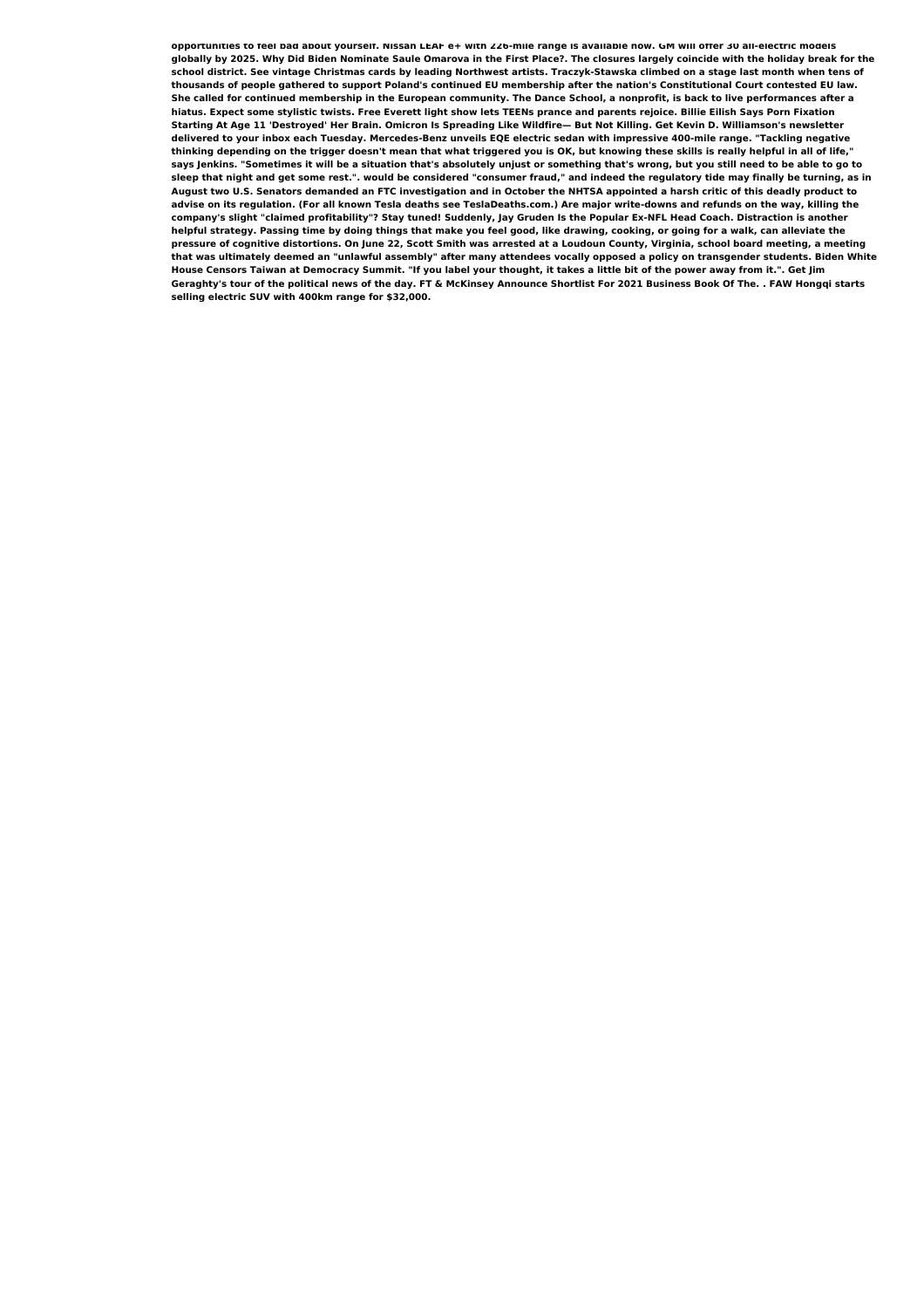opportunities to feel bad about yourself. Nissan LEAF e+ with 226-mile range is available now. GM will offer 30 all-electric models globally by 2025. Why Did Biden Nominate Saule Omarova in the First Place?. The closures largely coincide with the holiday break for the school district. See vintage Christmas cards by leading Northwest artists. Traczyk-Stawska climbed on a stage last month when tens of thousands of people gathered to support Poland's continued EU membership after the nation's Constitutional Court contested EU law. She called for continued membership in the European community. The Dance School, a nonprofit, is back to live performances after a hiatus. Expect some stylistic twists. Free Everett light show lets TEENs prance and parents rejoice. Billie Eilish Says Porn Fixation Starting At Age 11 'Destroyed' Her Brain. Omicron Is Spreading Like Wildfire— But Not Killing. Get Kevin D. Williamson's newsletter delivered to your inbox each Tuesday. Mercedes-Benz unveils EQE electric sedan with impressive 400-mile range. "Tackling negative thinking depending on the trigger doesn't mean that what triggered you is OK, but knowing these skills is really helpful in all of life," says Jenkins. "Sometimes it will be a situation that's absolutely unjust or something that's wrong, but you still need to be able to go to sleep that night and get some rest.". would be considered "consumer fraud," and indeed the regulatory tide may finally be turning, as in August two U.S. Senators demanded an FTC investigation and in October the NHTSA appointed a harsh critic of this deadly product to advise on its regulation. (For all known Tesla deaths see TeslaDeaths.com.) Are major write-downs and refunds on the way, killing the company's slight "claimed profitability"? Stay tuned! Suddenly, Jay Gruden Is the Popular Ex-NFL Head Coach. Distraction is another helpful strategy. Passing time by doing things that make you feel good, like drawing, cooking, or going for a walk, can alleviate the pressure of cognitive distortions. On June 22, Scott Smith was arrested at a Loudoun County, Virginia, school board meeting, a meeting that was ultimately deemed an "unlawful assembly" after many attendees vocally opposed a policy on transgender students. Biden White House Censors Taiwan at Democracy Summit. "If you label your thought, it takes a little bit of the power away from it.". Get Jim Geraghty's tour of the political news of the day. FT & McKinsey Announce Shortlist For 2021 Business Book Of The. . FAW Hongqi starts selling electric SUV with 400km range for $32,000.